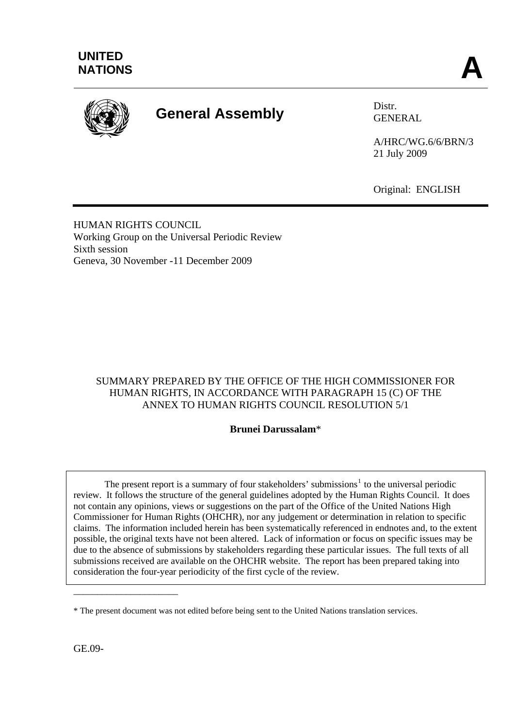**UNITED NATIONS** **A**

# General Assembly

Distr.
GENERAL

A/HRC/WG.6/6/BRN/3
21 July 2009

Original: ENGLISH

HUMAN RIGHTS COUNCIL
Working Group on the Universal Periodic Review
Sixth session
Geneva, 30 November -11 December 2009

SUMMARY PREPARED BY THE OFFICE OF THE HIGH COMMISSIONER FOR HUMAN RIGHTS, IN ACCORDANCE WITH PARAGRAPH 15 (C) OF THE ANNEX TO HUMAN RIGHTS COUNCIL RESOLUTION 5/1

**Brunei Darussalam***

The present report is a summary of four stakeholders' submissions[1] to the universal periodic review. It follows the structure of the general guidelines adopted by the Human Rights Council. It does not contain any opinions, views or suggestions on the part of the Office of the United Nations High Commissioner for Human Rights (OHCHR), nor any judgement or determination in relation to specific claims. The information included herein has been systematically referenced in endnotes and, to the extent possible, the original texts have not been altered. Lack of information or focus on specific issues may be due to the absence of submissions by stakeholders regarding these particular issues. The full texts of all submissions received are available on the OHCHR website. The report has been prepared taking into consideration the four-year periodicity of the first cycle of the review.

\* The present document was not edited before being sent to the United Nations translation services.

GE.09-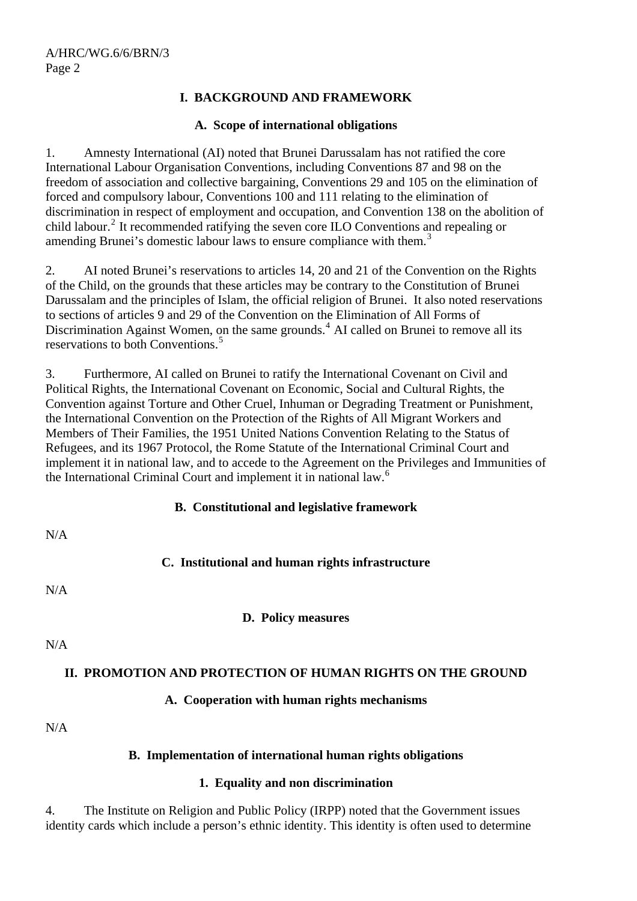## I. BACKGROUND AND FRAMEWORK

### A. Scope of international obligations

1. Amnesty International (AI) noted that Brunei Darussalam has not ratified the core International Labour Organisation Conventions, including Conventions 87 and 98 on the freedom of association and collective bargaining, Conventions 29 and 105 on the elimination of forced and compulsory labour, Conventions 100 and 111 relating to the elimination of discrimination in respect of employment and occupation, and Convention 138 on the abolition of child labour.[2] It recommended ratifying the seven core ILO Conventions and repealing or amending Brunei's domestic labour laws to ensure compliance with them.[3]

2. AI noted Brunei's reservations to articles 14, 20 and 21 of the Convention on the Rights of the Child, on the grounds that these articles may be contrary to the Constitution of Brunei Darussalam and the principles of Islam, the official religion of Brunei. It also noted reservations to sections of articles 9 and 29 of the Convention on the Elimination of All Forms of Discrimination Against Women, on the same grounds.[4] AI called on Brunei to remove all its reservations to both Conventions.[5]

3. Furthermore, AI called on Brunei to ratify the International Covenant on Civil and Political Rights, the International Covenant on Economic, Social and Cultural Rights, the Convention against Torture and Other Cruel, Inhuman or Degrading Treatment or Punishment, the International Convention on the Protection of the Rights of All Migrant Workers and Members of Their Families, the 1951 United Nations Convention Relating to the Status of Refugees, and its 1967 Protocol, the Rome Statute of the International Criminal Court and implement it in national law, and to accede to the Agreement on the Privileges and Immunities of the International Criminal Court and implement it in national law.[6]

### B. Constitutional and legislative framework

N/A

### C. Institutional and human rights infrastructure

N/A

### D. Policy measures

N/A

## II. PROMOTION AND PROTECTION OF HUMAN RIGHTS ON THE GROUND

### A. Cooperation with human rights mechanisms

N/A

### B. Implementation of international human rights obligations

#### 1. Equality and non discrimination

4. The Institute on Religion and Public Policy (IRPP) noted that the Government issues identity cards which include a person's ethnic identity. This identity is often used to determine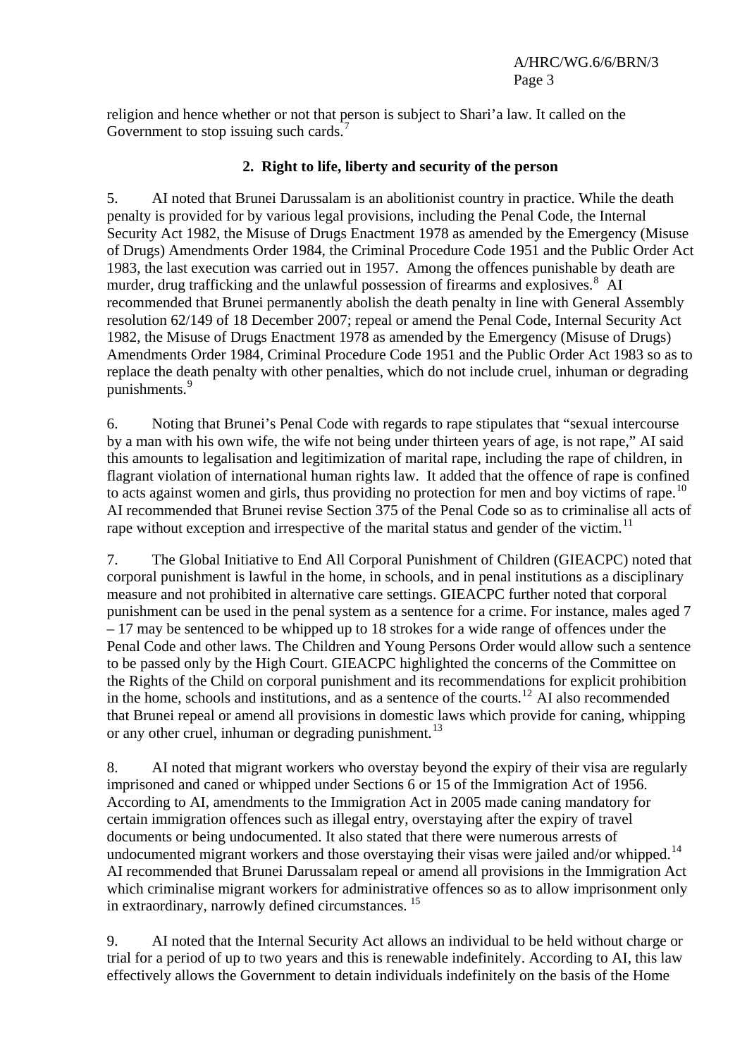religion and hence whether or not that person is subject to Shari'a law. It called on the Government to stop issuing such cards.[7]

## 2. Right to life, liberty and security of the person

5. AI noted that Brunei Darussalam is an abolitionist country in practice. While the death penalty is provided for by various legal provisions, including the Penal Code, the Internal Security Act 1982, the Misuse of Drugs Enactment 1978 as amended by the Emergency (Misuse of Drugs) Amendments Order 1984, the Criminal Procedure Code 1951 and the Public Order Act 1983, the last execution was carried out in 1957. Among the offences punishable by death are murder, drug trafficking and the unlawful possession of firearms and explosives.[8] AI recommended that Brunei permanently abolish the death penalty in line with General Assembly resolution 62/149 of 18 December 2007; repeal or amend the Penal Code, Internal Security Act 1982, the Misuse of Drugs Enactment 1978 as amended by the Emergency (Misuse of Drugs) Amendments Order 1984, Criminal Procedure Code 1951 and the Public Order Act 1983 so as to replace the death penalty with other penalties, which do not include cruel, inhuman or degrading punishments.[9]

6. Noting that Brunei's Penal Code with regards to rape stipulates that "sexual intercourse by a man with his own wife, the wife not being under thirteen years of age, is not rape," AI said this amounts to legalisation and legitimization of marital rape, including the rape of children, in flagrant violation of international human rights law. It added that the offence of rape is confined to acts against women and girls, thus providing no protection for men and boy victims of rape.[10] AI recommended that Brunei revise Section 375 of the Penal Code so as to criminalise all acts of rape without exception and irrespective of the marital status and gender of the victim.[11]

7. The Global Initiative to End All Corporal Punishment of Children (GIEACPC) noted that corporal punishment is lawful in the home, in schools, and in penal institutions as a disciplinary measure and not prohibited in alternative care settings. GIEACPC further noted that corporal punishment can be used in the penal system as a sentence for a crime. For instance, males aged 7 – 17 may be sentenced to be whipped up to 18 strokes for a wide range of offences under the Penal Code and other laws. The Children and Young Persons Order would allow such a sentence to be passed only by the High Court. GIEACPC highlighted the concerns of the Committee on the Rights of the Child on corporal punishment and its recommendations for explicit prohibition in the home, schools and institutions, and as a sentence of the courts.[12] AI also recommended that Brunei repeal or amend all provisions in domestic laws which provide for caning, whipping or any other cruel, inhuman or degrading punishment.[13]

8. AI noted that migrant workers who overstay beyond the expiry of their visa are regularly imprisoned and caned or whipped under Sections 6 or 15 of the Immigration Act of 1956. According to AI, amendments to the Immigration Act in 2005 made caning mandatory for certain immigration offences such as illegal entry, overstaying after the expiry of travel documents or being undocumented. It also stated that there were numerous arrests of undocumented migrant workers and those overstaying their visas were jailed and/or whipped.[14] AI recommended that Brunei Darussalam repeal or amend all provisions in the Immigration Act which criminalise migrant workers for administrative offences so as to allow imprisonment only in extraordinary, narrowly defined circumstances.[15]

9. AI noted that the Internal Security Act allows an individual to be held without charge or trial for a period of up to two years and this is renewable indefinitely. According to AI, this law effectively allows the Government to detain individuals indefinitely on the basis of the Home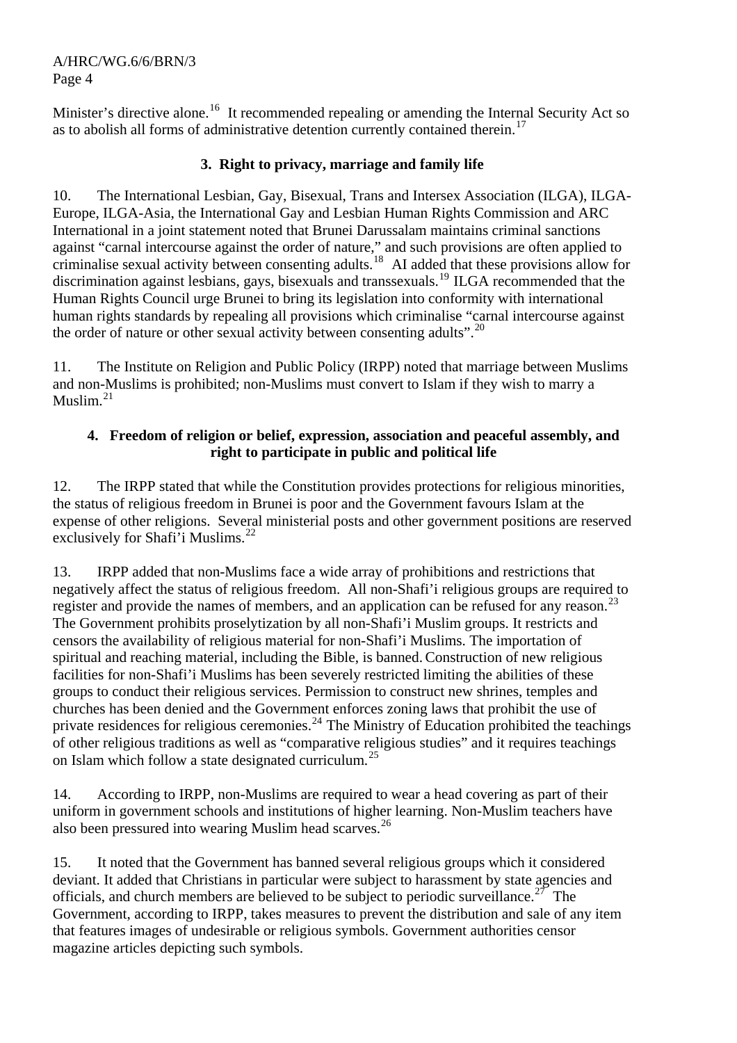Minister's directive alone.[16] It recommended repealing or amending the Internal Security Act so as to abolish all forms of administrative detention currently contained therein.[17]

### 3. Right to privacy, marriage and family life

10. The International Lesbian, Gay, Bisexual, Trans and Intersex Association (ILGA), ILGA-Europe, ILGA-Asia, the International Gay and Lesbian Human Rights Commission and ARC International in a joint statement noted that Brunei Darussalam maintains criminal sanctions against "carnal intercourse against the order of nature," and such provisions are often applied to criminalise sexual activity between consenting adults.[18] AI added that these provisions allow for discrimination against lesbians, gays, bisexuals and transsexuals.[19] ILGA recommended that the Human Rights Council urge Brunei to bring its legislation into conformity with international human rights standards by repealing all provisions which criminalise "carnal intercourse against the order of nature or other sexual activity between consenting adults".[20]

11. The Institute on Religion and Public Policy (IRPP) noted that marriage between Muslims and non-Muslims is prohibited; non-Muslims must convert to Islam if they wish to marry a Muslim.[21]

### 4. Freedom of religion or belief, expression, association and peaceful assembly, and right to participate in public and political life

12. The IRPP stated that while the Constitution provides protections for religious minorities, the status of religious freedom in Brunei is poor and the Government favours Islam at the expense of other religions. Several ministerial posts and other government positions are reserved exclusively for Shafi'i Muslims.[22]

13. IRPP added that non-Muslims face a wide array of prohibitions and restrictions that negatively affect the status of religious freedom. All non-Shafi'i religious groups are required to register and provide the names of members, and an application can be refused for any reason.[23] The Government prohibits proselytization by all non-Shafi'i Muslim groups. It restricts and censors the availability of religious material for non-Shafi'i Muslims. The importation of spiritual and reaching material, including the Bible, is banned. Construction of new religious facilities for non-Shafi'i Muslims has been severely restricted limiting the abilities of these groups to conduct their religious services. Permission to construct new shrines, temples and churches has been denied and the Government enforces zoning laws that prohibit the use of private residences for religious ceremonies.[24] The Ministry of Education prohibited the teachings of other religious traditions as well as "comparative religious studies" and it requires teachings on Islam which follow a state designated curriculum.[25]

14. According to IRPP, non-Muslims are required to wear a head covering as part of their uniform in government schools and institutions of higher learning. Non-Muslim teachers have also been pressured into wearing Muslim head scarves.[26]

15. It noted that the Government has banned several religious groups which it considered deviant. It added that Christians in particular were subject to harassment by state agencies and officials, and church members are believed to be subject to periodic surveillance.[27] The Government, according to IRPP, takes measures to prevent the distribution and sale of any item that features images of undesirable or religious symbols. Government authorities censor magazine articles depicting such symbols.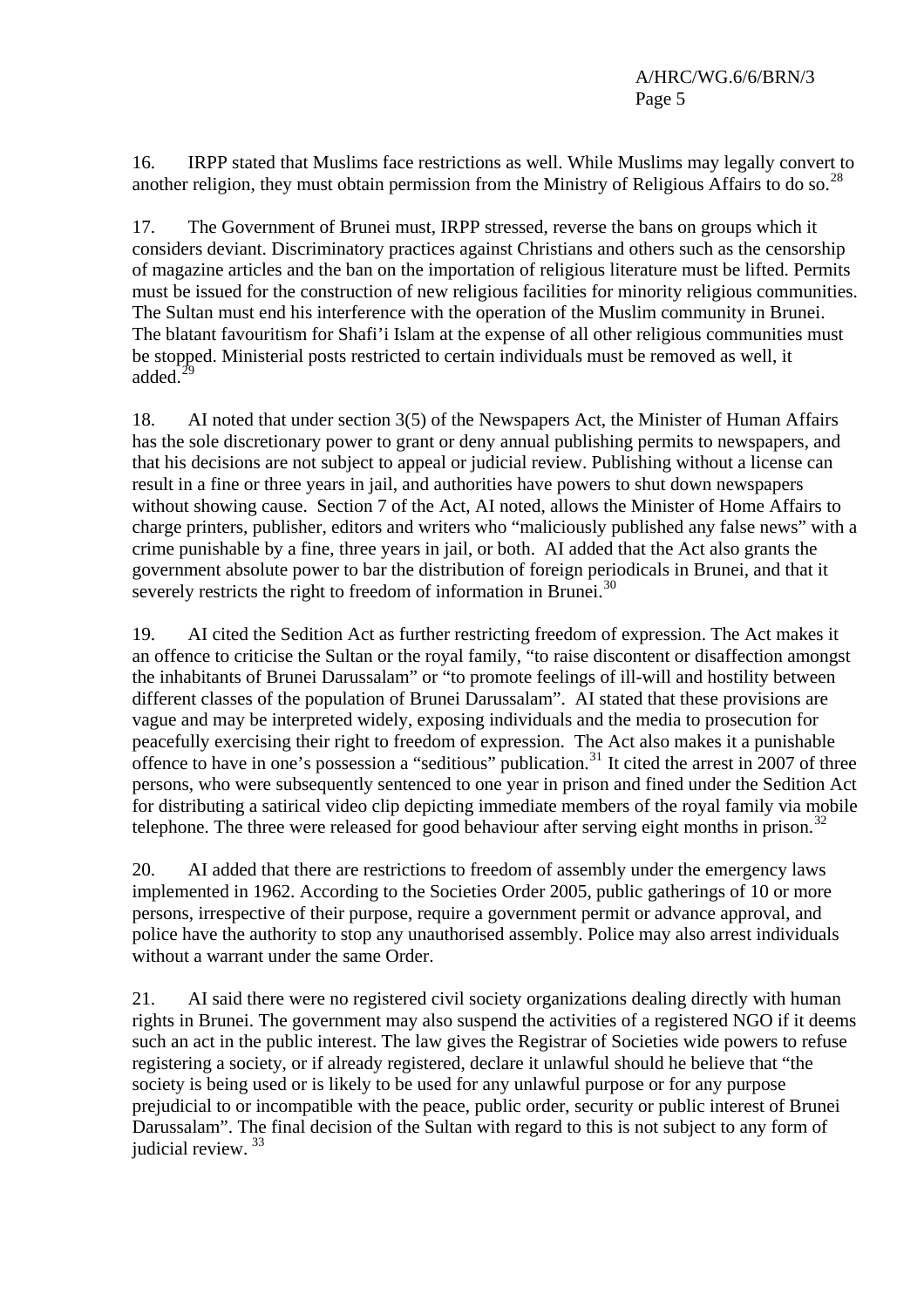16. IRPP stated that Muslims face restrictions as well. While Muslims may legally convert to another religion, they must obtain permission from the Ministry of Religious Affairs to do so.[28]

17. The Government of Brunei must, IRPP stressed, reverse the bans on groups which it considers deviant. Discriminatory practices against Christians and others such as the censorship of magazine articles and the ban on the importation of religious literature must be lifted. Permits must be issued for the construction of new religious facilities for minority religious communities. The Sultan must end his interference with the operation of the Muslim community in Brunei. The blatant favouritism for Shafi'i Islam at the expense of all other religious communities must be stopped. Ministerial posts restricted to certain individuals must be removed as well, it added.[29]

18. AI noted that under section 3(5) of the Newspapers Act, the Minister of Human Affairs has the sole discretionary power to grant or deny annual publishing permits to newspapers, and that his decisions are not subject to appeal or judicial review. Publishing without a license can result in a fine or three years in jail, and authorities have powers to shut down newspapers without showing cause. Section 7 of the Act, AI noted, allows the Minister of Home Affairs to charge printers, publisher, editors and writers who "maliciously published any false news" with a crime punishable by a fine, three years in jail, or both. AI added that the Act also grants the government absolute power to bar the distribution of foreign periodicals in Brunei, and that it severely restricts the right to freedom of information in Brunei.[30]

19. AI cited the Sedition Act as further restricting freedom of expression. The Act makes it an offence to criticise the Sultan or the royal family, "to raise discontent or disaffection amongst the inhabitants of Brunei Darussalam" or "to promote feelings of ill-will and hostility between different classes of the population of Brunei Darussalam". AI stated that these provisions are vague and may be interpreted widely, exposing individuals and the media to prosecution for peacefully exercising their right to freedom of expression. The Act also makes it a punishable offence to have in one's possession a "seditious" publication.[31] It cited the arrest in 2007 of three persons, who were subsequently sentenced to one year in prison and fined under the Sedition Act for distributing a satirical video clip depicting immediate members of the royal family via mobile telephone. The three were released for good behaviour after serving eight months in prison.[32]

20. AI added that there are restrictions to freedom of assembly under the emergency laws implemented in 1962. According to the Societies Order 2005, public gatherings of 10 or more persons, irrespective of their purpose, require a government permit or advance approval, and police have the authority to stop any unauthorised assembly. Police may also arrest individuals without a warrant under the same Order.

21. AI said there were no registered civil society organizations dealing directly with human rights in Brunei. The government may also suspend the activities of a registered NGO if it deems such an act in the public interest. The law gives the Registrar of Societies wide powers to refuse registering a society, or if already registered, declare it unlawful should he believe that "the society is being used or is likely to be used for any unlawful purpose or for any purpose prejudicial to or incompatible with the peace, public order, security or public interest of Brunei Darussalam". The final decision of the Sultan with regard to this is not subject to any form of judicial review.[33]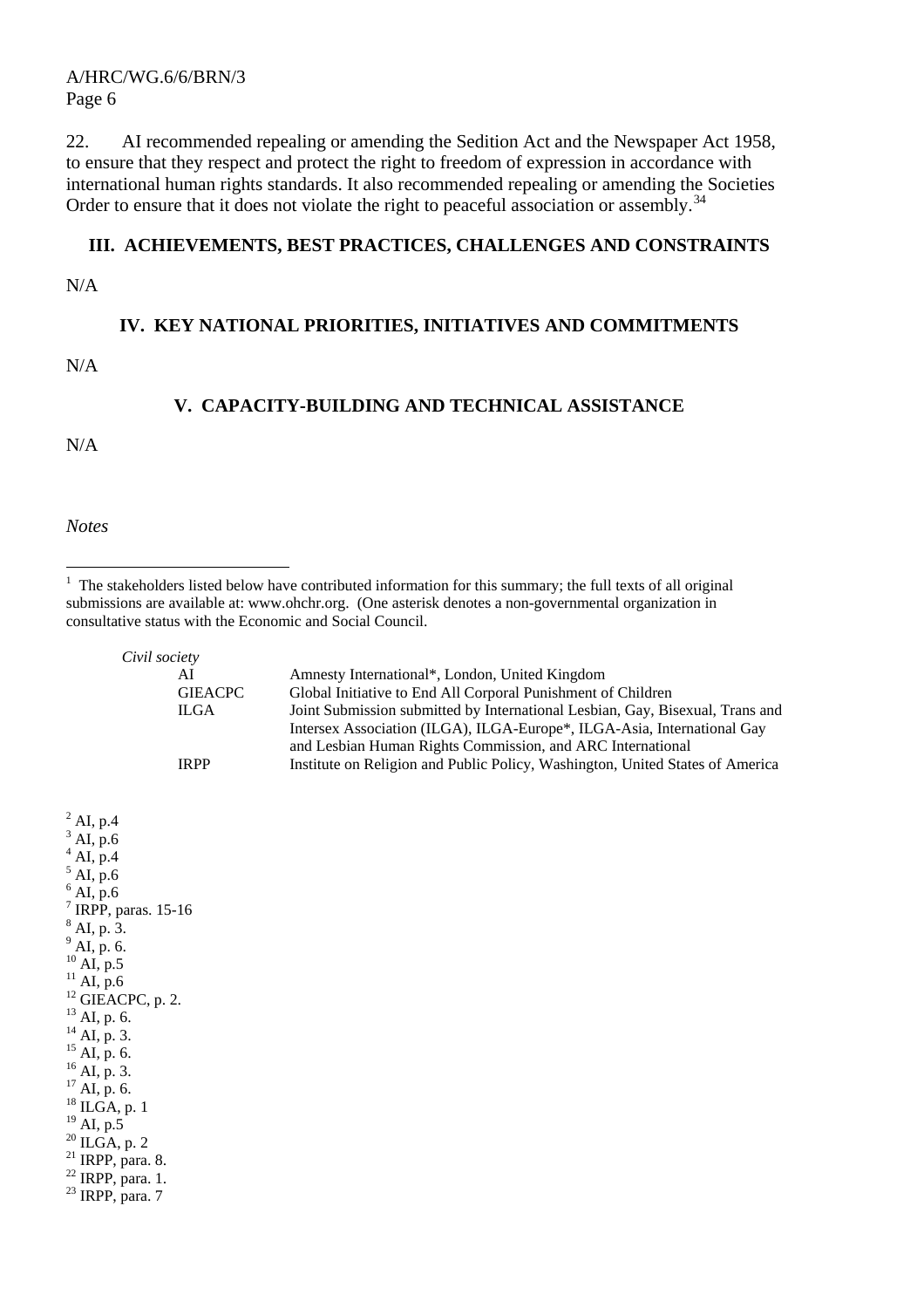22. AI recommended repealing or amending the Sedition Act and the Newspaper Act 1958, to ensure that they respect and protect the right to freedom of expression in accordance with international human rights standards. It also recommended repealing or amending the Societies Order to ensure that it does not violate the right to peaceful association or assembly.[34]

## III. ACHIEVEMENTS, BEST PRACTICES, CHALLENGES AND CONSTRAINTS

N/A

## IV. KEY NATIONAL PRIORITIES, INITIATIVES AND COMMITMENTS

N/A

## V. CAPACITY-BUILDING AND TECHNICAL ASSISTANCE

N/A

*Notes*

[1] The stakeholders listed below have contributed information for this summary; the full texts of all original submissions are available at: www.ohchr.org. (One asterisk denotes a non-governmental organization in consultative status with the Economic and Social Council.

*Civil society*

| | |
|---|---|
| AI | Amnesty International*, London, United Kingdom |
| GIEACPC | Global Initiative to End All Corporal Punishment of Children |
| ILGA | Joint Submission submitted by International Lesbian, Gay, Bisexual, Trans and Intersex Association (ILGA), ILGA-Europe*, ILGA-Asia, International Gay and Lesbian Human Rights Commission, and ARC International |
| IRPP | Institute on Religion and Public Policy, Washington, United States of America |

[2] AI, p.4
[3] AI, p.6
[4] AI, p.4
[5] AI, p.6
[6] AI, p.6
[7] IRPP, paras. 15-16
[8] AI, p. 3.
[9] AI, p. 6.
[10] AI, p.5
[11] AI, p.6
[12] GIEACPC, p. 2.
[13] AI, p. 6.
[14] AI, p. 3.
[15] AI, p. 6.
[16] AI, p. 3.
[17] AI, p. 6.
[18] ILGA, p. 1
[19] AI, p.5
[20] ILGA, p. 2
[21] IRPP, para. 8.
[22] IRPP, para. 1.
[23] IRPP, para. 7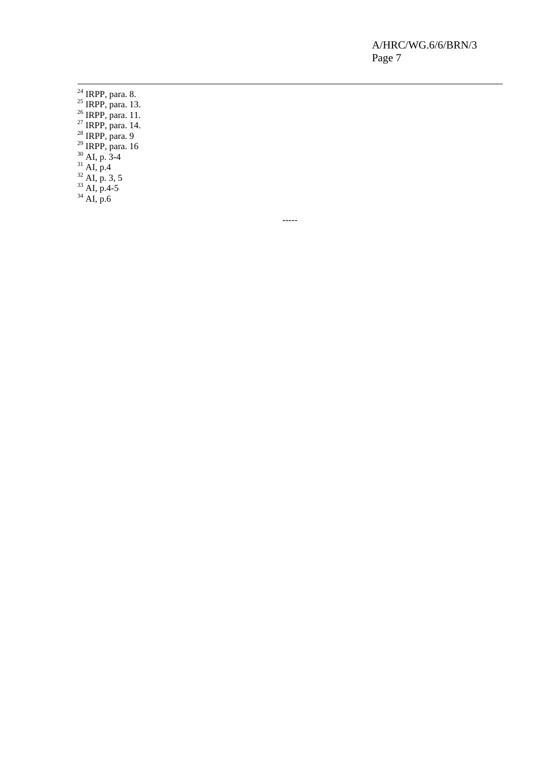[24] IRPP, para. 8.
[25] IRPP, para. 13.
[26] IRPP, para. 11.
[27] IRPP, para. 14.
[28] IRPP, para. 9
[29] IRPP, para. 16
[30] AI, p. 3-4
[31] AI, p.4
[32] AI, p. 3, 5
[33] AI, p.4-5
[34] AI, p.6

-----